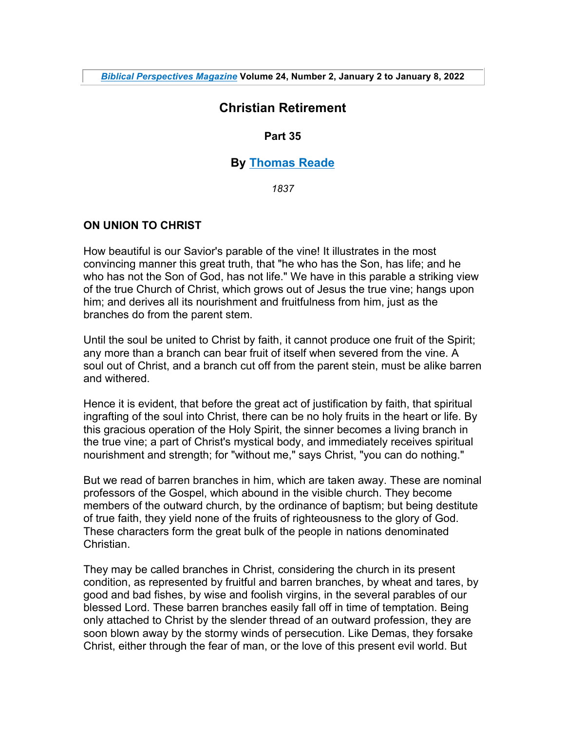*Biblical Perspectives Magazine* **Volume 24, Number 2, January 2 to January 8, 2022**

# Christian Retirement

### Part 35

### By Thomas Reade

*1837*

**ON UNION TO CHRIST**

How beautiful is our Savior's parable of the vine! It illustrates in the most convincing manner this great truth, that "he who has the Son, has life; and he who has not the Son of God, has not life." We have in this parable a striking view of the true Church of Christ, which grows out of Jesus the true vine; hangs upon him; and derives all its nourishment and fruitfulness from him, just as the branches do from the parent stem.

Until the soul be united to Christ by faith, it cannot produce one fruit of the Spirit; any more than a branch can bear fruit of itself when severed from the vine. A soul out of Christ, and a branch cut off from the parent stein, must be alike barren and withered.

Hence it is evident, that before the great act of justification by faith, that spiritual ingrafting of the soul into Christ, there can be no holy fruits in the heart or life. By this gracious operation of the Holy Spirit, the sinner becomes a living branch in the true vine; a part of Christ's mystical body, and immediately receives spiritual nourishment and strength; for "without me," says Christ, "you can do nothing."

But we read of barren branches in him, which are taken away. These are nominal professors of the Gospel, which abound in the visible church. They become members of the outward church, by the ordinance of baptism; but being destitute of true faith, they yield none of the fruits of righteousness to the glory of God. These characters form the great bulk of the people in nations denominated Christian.

They may be called branches in Christ, considering the church in its present condition, as represented by fruitful and barren branches, by wheat and tares, by good and bad fishes, by wise and foolish virgins, in the several parables of our blessed Lord. These barren branches easily fall off in time of temptation. Being only attached to Christ by the slender thread of an outward profession, they are soon blown away by the stormy winds of persecution. Like Demas, they forsake Christ, either through the fear of man, or the love of this present evil world. But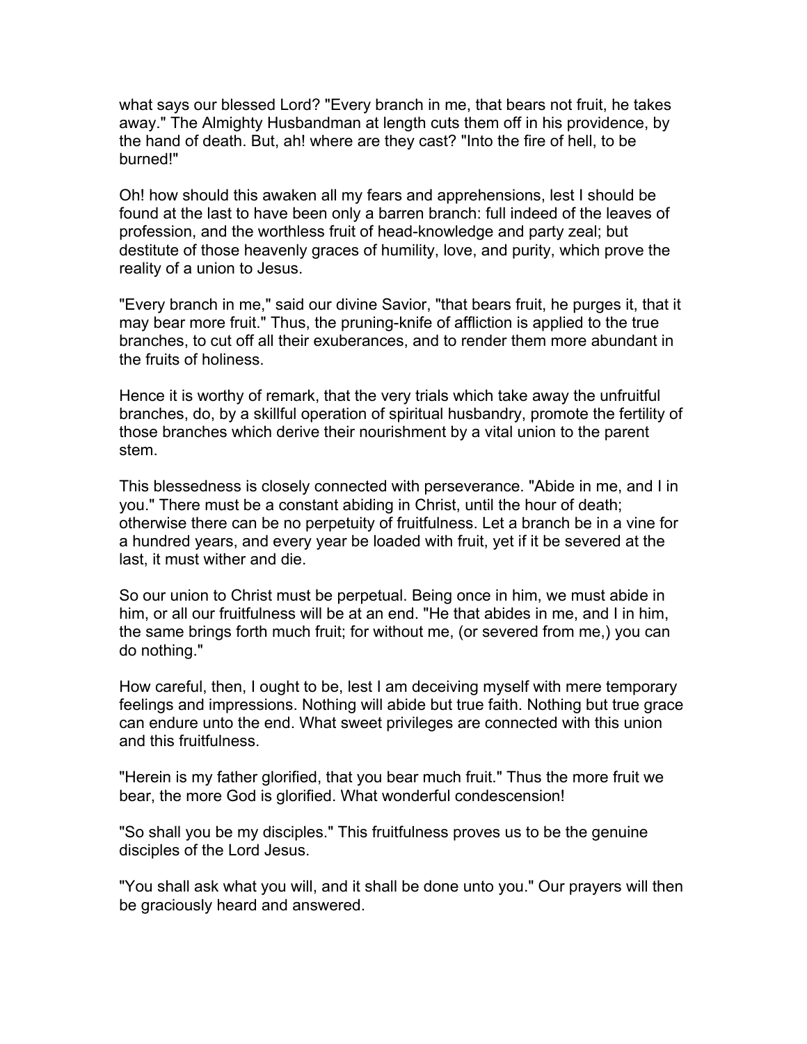what says our blessed Lord? "Every branch in me, that bears not fruit, he takes away." The Almighty Husbandman at length cuts them off in his providence, by the hand of death. But, ah! where are they cast? "Into the fire of hell, to be burned!"

Oh! how should this awaken all my fears and apprehensions, lest I should be found at the last to have been only a barren branch: full indeed of the leaves of profession, and the worthless fruit of head-knowledge and party zeal; but destitute of those heavenly graces of humility, love, and purity, which prove the reality of a union to Jesus.

"Every branch in me," said our divine Savior, "that bears fruit, he purges it, that it may bear more fruit." Thus, the pruning-knife of affliction is applied to the true branches, to cut off all their exuberances, and to render them more abundant in the fruits of holiness.

Hence it is worthy of remark, that the very trials which take away the unfruitful branches, do, by a skillful operation of spiritual husbandry, promote the fertility of those branches which derive their nourishment by a vital union to the parent stem.

This blessedness is closely connected with perseverance. "Abide in me, and I in you." There must be a constant abiding in Christ, until the hour of death; otherwise there can be no perpetuity of fruitfulness. Let a branch be in a vine for a hundred years, and every year be loaded with fruit, yet if it be severed at the last, it must wither and die.

So our union to Christ must be perpetual. Being once in him, we must abide in him, or all our fruitfulness will be at an end. "He that abides in me, and I in him, the same brings forth much fruit; for without me, (or severed from me,) you can do nothing."

How careful, then, I ought to be, lest I am deceiving myself with mere temporary feelings and impressions. Nothing will abide but true faith. Nothing but true grace can endure unto the end. What sweet privileges are connected with this union and this fruitfulness.

"Herein is my father glorified, that you bear much fruit." Thus the more fruit we bear, the more God is glorified. What wonderful condescension!

"So shall you be my disciples." This fruitfulness proves us to be the genuine disciples of the Lord Jesus.

"You shall ask what you will, and it shall be done unto you." Our prayers will then be graciously heard and answered.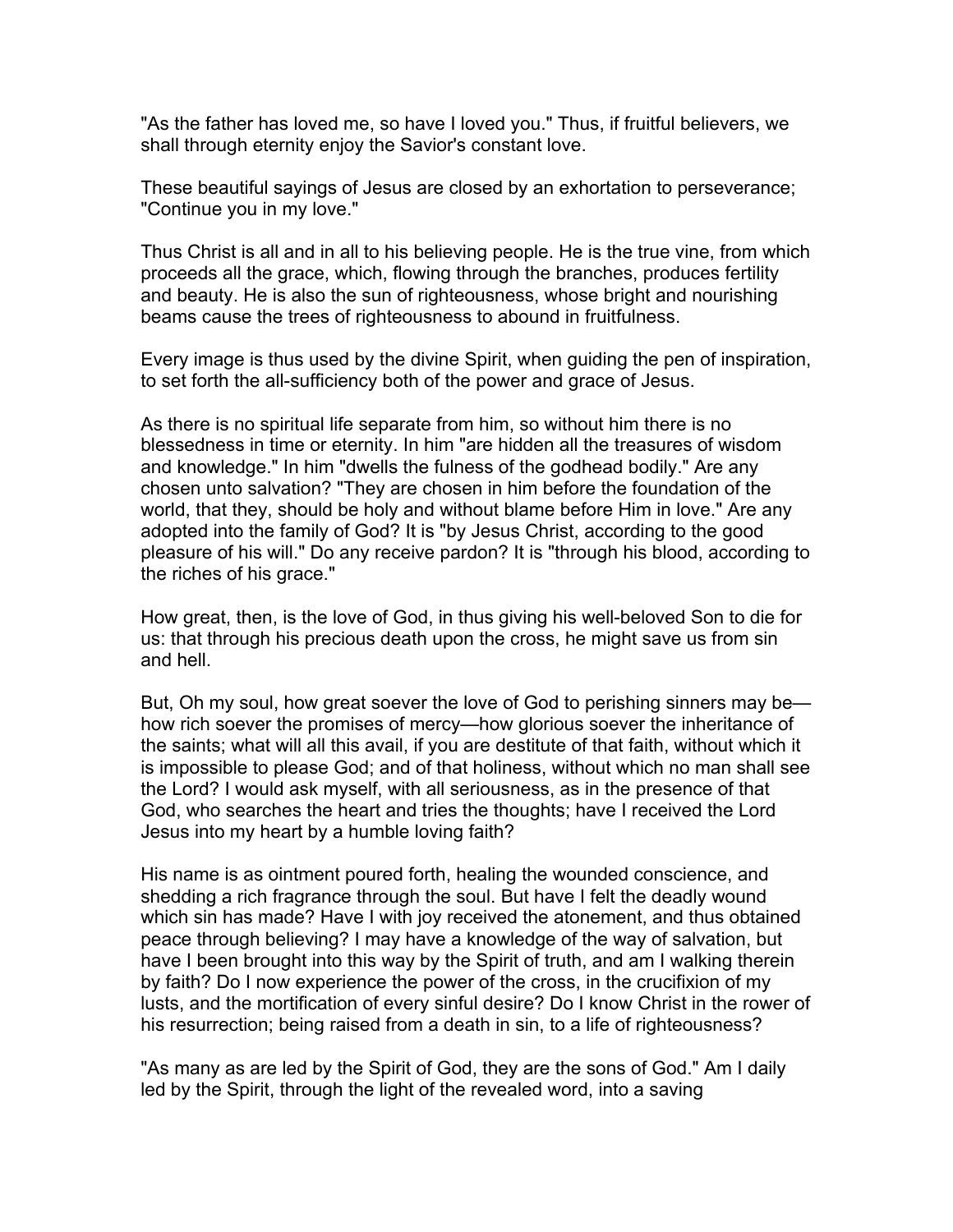"As the father has loved me, so have I loved you." Thus, if fruitful believers, we shall through eternity enjoy the Savior's constant love.

These beautiful sayings of Jesus are closed by an exhortation to perseverance; "Continue you in my love."

Thus Christ is all and in all to his believing people. He is the true vine, from which proceeds all the grace, which, flowing through the branches, produces fertility and beauty. He is also the sun of righteousness, whose bright and nourishing beams cause the trees of righteousness to abound in fruitfulness.

Every image is thus used by the divine Spirit, when guiding the pen of inspiration, to set forth the all-sufficiency both of the power and grace of Jesus.

As there is no spiritual life separate from him, so without him there is no blessedness in time or eternity. In him "are hidden all the treasures of wisdom and knowledge." In him "dwells the fulness of the godhead bodily." Are any chosen unto salvation? "They are chosen in him before the foundation of the world, that they, should be holy and without blame before Him in love." Are any adopted into the family of God? It is "by Jesus Christ, according to the good pleasure of his will." Do any receive pardon? It is "through his blood, according to the riches of his grace."

How great, then, is the love of God, in thus giving his well-beloved Son to die for us: that through his precious death upon the cross, he might save us from sin and hell.

But, Oh my soul, how great soever the love of God to perishing sinners may be—how rich soever the promises of mercy—how glorious soever the inheritance of the saints; what will all this avail, if you are destitute of that faith, without which it is impossible to please God; and of that holiness, without which no man shall see the Lord? I would ask myself, with all seriousness, as in the presence of that God, who searches the heart and tries the thoughts; have I received the Lord Jesus into my heart by a humble loving faith?

His name is as ointment poured forth, healing the wounded conscience, and shedding a rich fragrance through the soul. But have I felt the deadly wound which sin has made? Have I with joy received the atonement, and thus obtained peace through believing? I may have a knowledge of the way of salvation, but have I been brought into this way by the Spirit of truth, and am I walking therein by faith? Do I now experience the power of the cross, in the crucifixion of my lusts, and the mortification of every sinful desire? Do I know Christ in the rower of his resurrection; being raised from a death in sin, to a life of righteousness?

"As many as are led by the Spirit of God, they are the sons of God." Am I daily led by the Spirit, through the light of the revealed word, into a saving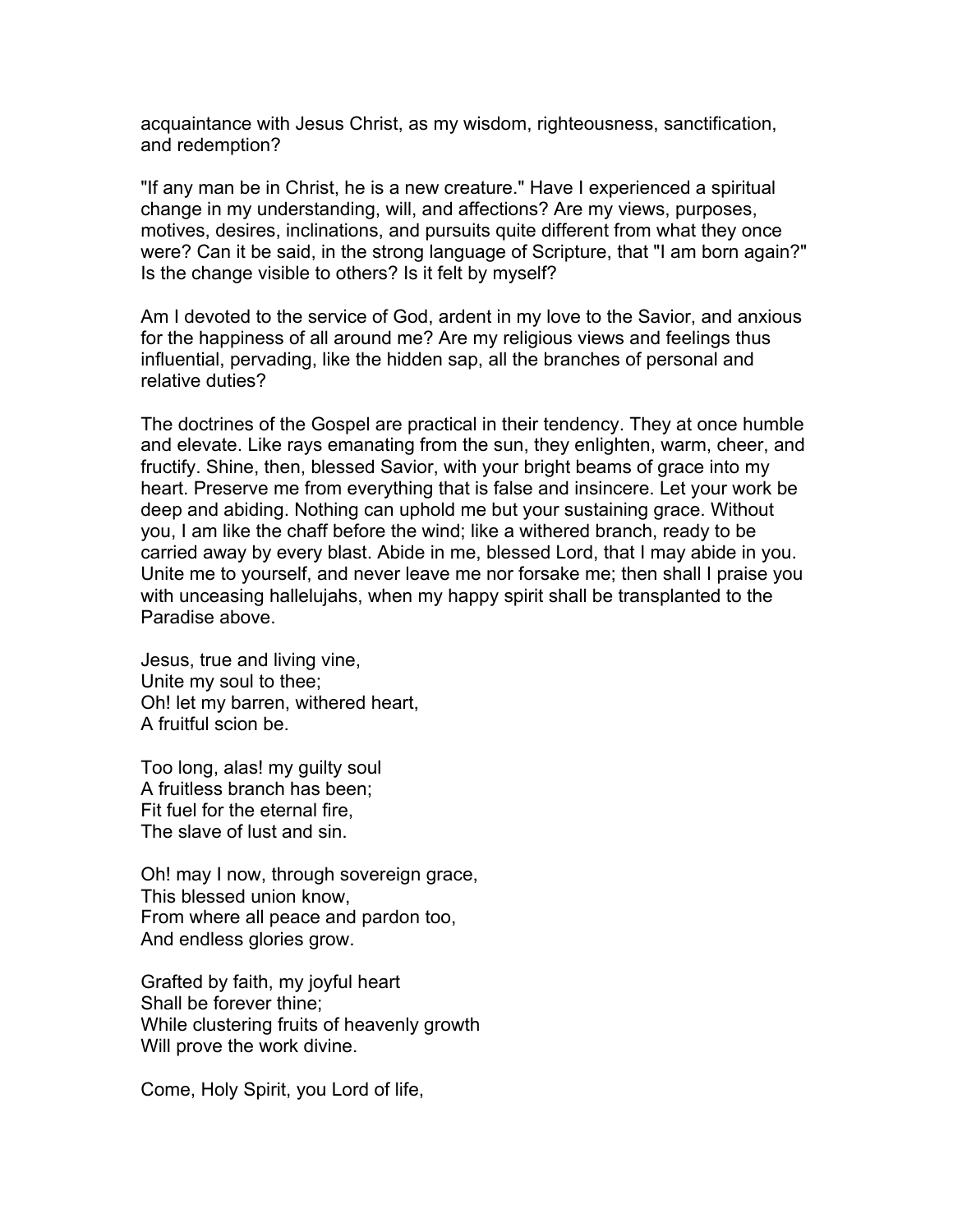acquaintance with Jesus Christ, as my wisdom, righteousness, sanctification, and redemption?

"If any man be in Christ, he is a new creature." Have I experienced a spiritual change in my understanding, will, and affections? Are my views, purposes, motives, desires, inclinations, and pursuits quite different from what they once were? Can it be said, in the strong language of Scripture, that "I am born again?" Is the change visible to others? Is it felt by myself?

Am I devoted to the service of God, ardent in my love to the Savior, and anxious for the happiness of all around me? Are my religious views and feelings thus influential, pervading, like the hidden sap, all the branches of personal and relative duties?

The doctrines of the Gospel are practical in their tendency. They at once humble and elevate. Like rays emanating from the sun, they enlighten, warm, cheer, and fructify. Shine, then, blessed Savior, with your bright beams of grace into my heart. Preserve me from everything that is false and insincere. Let your work be deep and abiding. Nothing can uphold me but your sustaining grace. Without you, I am like the chaff before the wind; like a withered branch, ready to be carried away by every blast. Abide in me, blessed Lord, that I may abide in you. Unite me to yourself, and never leave me nor forsake me; then shall I praise you with unceasing hallelujahs, when my happy spirit shall be transplanted to the Paradise above.

Jesus, true and living vine,
Unite my soul to thee;
Oh! let my barren, withered heart,
A fruitful scion be.

Too long, alas! my guilty soul
A fruitless branch has been;
Fit fuel for the eternal fire,
The slave of lust and sin.

Oh! may I now, through sovereign grace,
This blessed union know,
From where all peace and pardon too,
And endless glories grow.

Grafted by faith, my joyful heart
Shall be forever thine;
While clustering fruits of heavenly growth
Will prove the work divine.

Come, Holy Spirit, you Lord of life,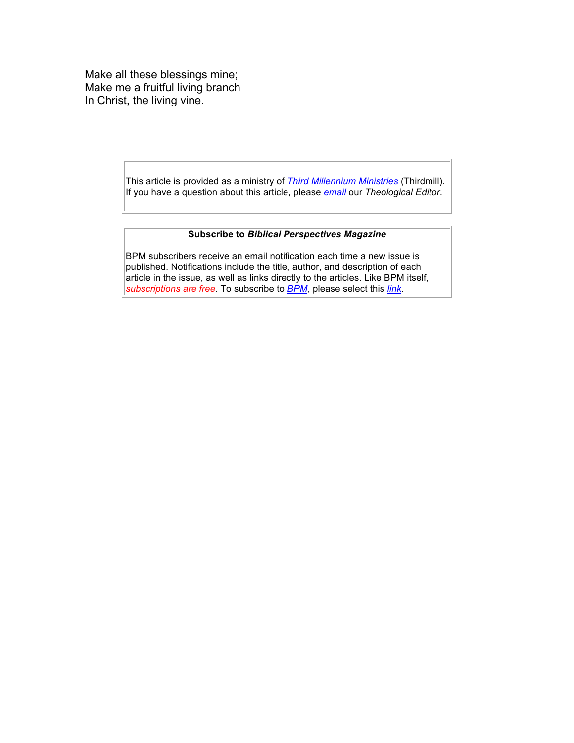Make all these blessings mine;
Make me a fruitful living branch
In Christ, the living vine.

This article is provided as a ministry of *Third Millennium Ministries* (Thirdmill). If you have a question about this article, please *email* our *Theological Editor*.

**Subscribe to *Biblical Perspectives Magazine***

BPM subscribers receive an email notification each time a new issue is published. Notifications include the title, author, and description of each article in the issue, as well as links directly to the articles. Like BPM itself, *subscriptions are free*. To subscribe to *BPM*, please select this *link*.